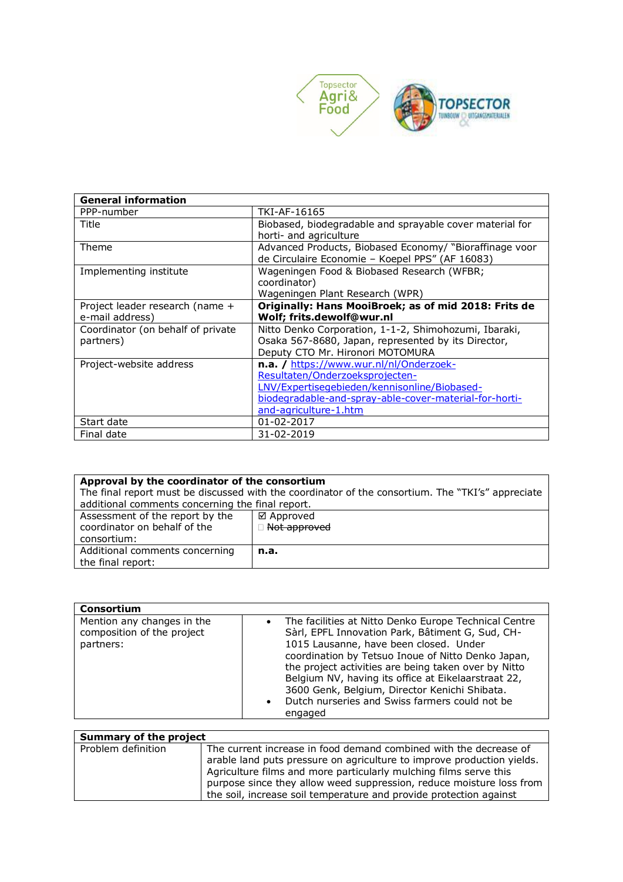| General information | |
|---|---|
| PPP-number | TKI-AF-16165 |
| Title | Biobased, biodegradable and sprayable cover material for horti- and agriculture |
| Theme | Advanced Products, Biobased Economy/ "Bioraffinage voor de Circulaire Economie – Koepel PPS" (AF 16083) |
| Implementing institute | Wageningen Food & Biobased Research (WFBR; coordinator)<br>Wageningen Plant Research (WPR) |
| Project leader research (name + e-mail address) | **Originally: Hans MooiBroek; as of mid 2018: Frits de Wolf; frits.dewolf@wur.nl** |
| Coordinator (on behalf of private partners) | Nitto Denko Corporation, 1-1-2, Shimohozumi, Ibaraki, Osaka 567-8680, Japan, represented by its Director, Deputy CTO Mr. Hironori MOTOMURA |
| Project-website address | **n.a. /** https://www.wur.nl/nl/Onderzoek-Resultaten/Onderzoeksprojecten-LNV/Expertisegebieden/kennisonline/Biobased-biodegradable-and-spray-able-cover-material-for-horti-and-agriculture-1.htm |
| Start date | 01-02-2017 |
| Final date | 31-02-2019 |

| Approval by the coordinator of the consortium<br>The final report must be discussed with the coordinator of the consortium. The "TKI's" appreciate additional comments concerning the final report. | |
|---|---|
| Assessment of the report by the coordinator on behalf of the consortium: | ☑ Approved<br>☐ ~~Not approved~~ |
| Additional comments concerning the final report: | **n.a.** |

| Consortium | |
|---|---|
| Mention any changes in the composition of the project partners: | • The facilities at Nitto Denko Europe Technical Centre Sàrl, EPFL Innovation Park, Bâtiment G, Sud, CH-1015 Lausanne, have been closed. Under coordination by Tetsuo Inoue of Nitto Denko Japan, the project activities are being taken over by Nitto Belgium NV, having its office at Eikelaarstraat 22, 3600 Genk, Belgium, Director Kenichi Shibata.<br>• Dutch nurseries and Swiss farmers could not be engaged |

| Summary of the project | |
|---|---|
| Problem definition | The current increase in food demand combined with the decrease of arable land puts pressure on agriculture to improve production yields. Agriculture films and more particularly mulching films serve this purpose since they allow weed suppression, reduce moisture loss from the soil, increase soil temperature and provide protection against |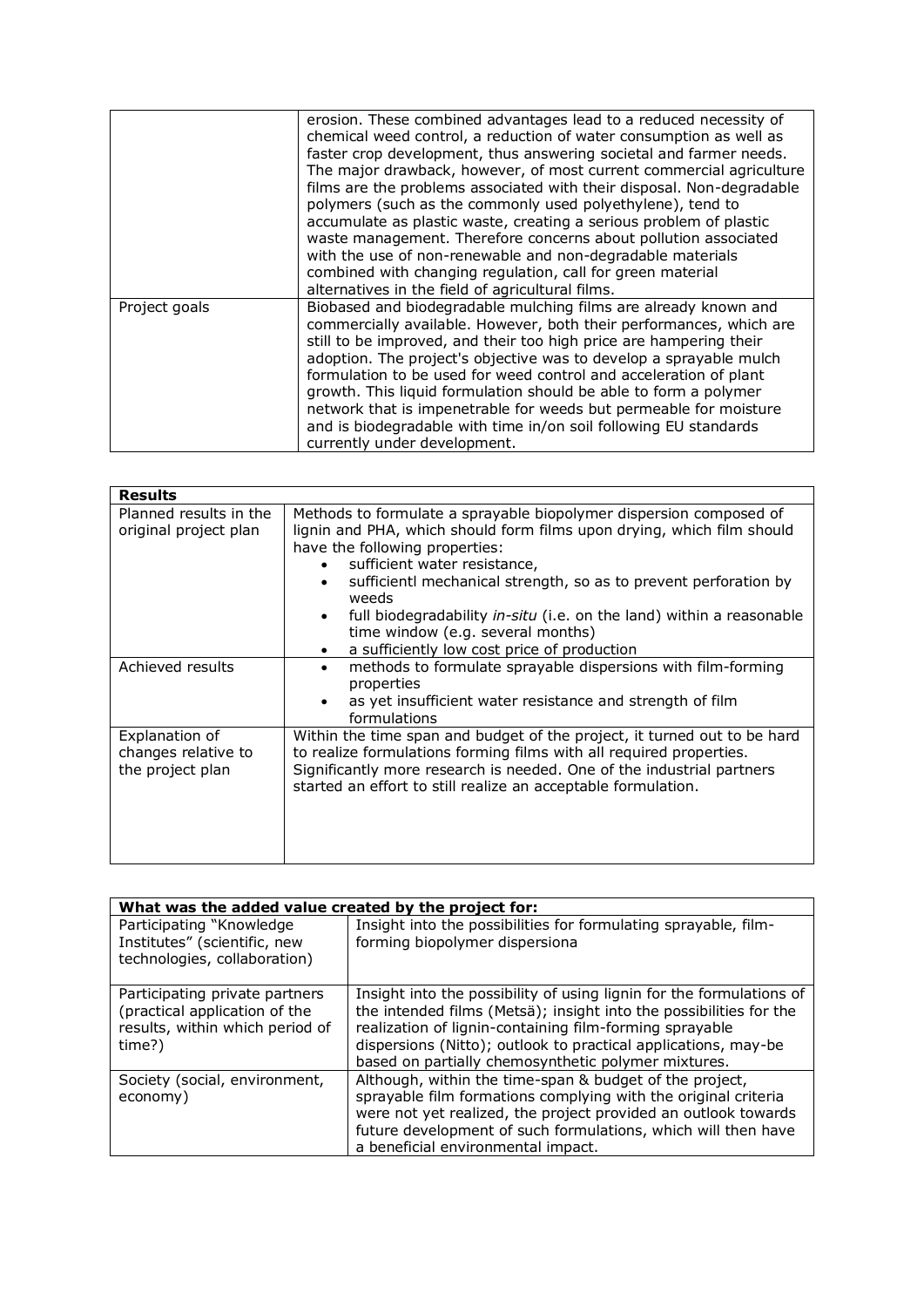|  |  |
|---|---|
|  | erosion. These combined advantages lead to a reduced necessity of chemical weed control, a reduction of water consumption as well as faster crop development, thus answering societal and farmer needs. The major drawback, however, of most current commercial agriculture films are the problems associated with their disposal. Non-degradable polymers (such as the commonly used polyethylene), tend to accumulate as plastic waste, creating a serious problem of plastic waste management. Therefore concerns about pollution associated with the use of non-renewable and non-degradable materials combined with changing regulation, call for green material alternatives in the field of agricultural films. |
| Project goals | Biobased and biodegradable mulching films are already known and commercially available. However, both their performances, which are still to be improved, and their too high price are hampering their adoption. The project's objective was to develop a sprayable mulch formulation to be used for weed control and acceleration of plant growth. This liquid formulation should be able to form a polymer network that is impenetrable for weeds but permeable for moisture and is biodegradable with time in/on soil following EU standards currently under development. |

| **Results** |  |
|---|---|
| Planned results in the original project plan | Methods to formulate a sprayable biopolymer dispersion composed of lignin and PHA, which should form films upon drying, which film should have the following properties:<br>• sufficient water resistance,<br>• sufficientl mechanical strength, so as to prevent perforation by weeds<br>• full biodegradability *in-situ* (i.e. on the land) within a reasonable time window (e.g. several months)<br>• a sufficiently low cost price of production |
| Achieved results | • methods to formulate sprayable dispersions with film-forming properties<br>• as yet insufficient water resistance and strength of film formulations |
| Explanation of changes relative to the project plan | Within the time span and budget of the project, it turned out to be hard to realize formulations forming films with all required properties. Significantly more research is needed. One of the industrial partners started an effort to still realize an acceptable formulation. |

| **What was the added value created by the project for:** |  |
|---|---|
| Participating "Knowledge Institutes" (scientific, new technologies, collaboration) | Insight into the possibilities for formulating sprayable, film-forming biopolymer dispersiona |
| Participating private partners (practical application of the results, within which period of time?) | Insight into the possibility of using lignin for the formulations of the intended films (Metsä); insight into the possibilities for the realization of lignin-containing film-forming sprayable dispersions (Nitto); outlook to practical applications, may-be based on partially chemosynthetic polymer mixtures. |
| Society (social, environment, economy) | Although, within the time-span & budget of the project, sprayable film formations complying with the original criteria were not yet realized, the project provided an outlook towards future development of such formulations, which will then have a beneficial environmental impact. |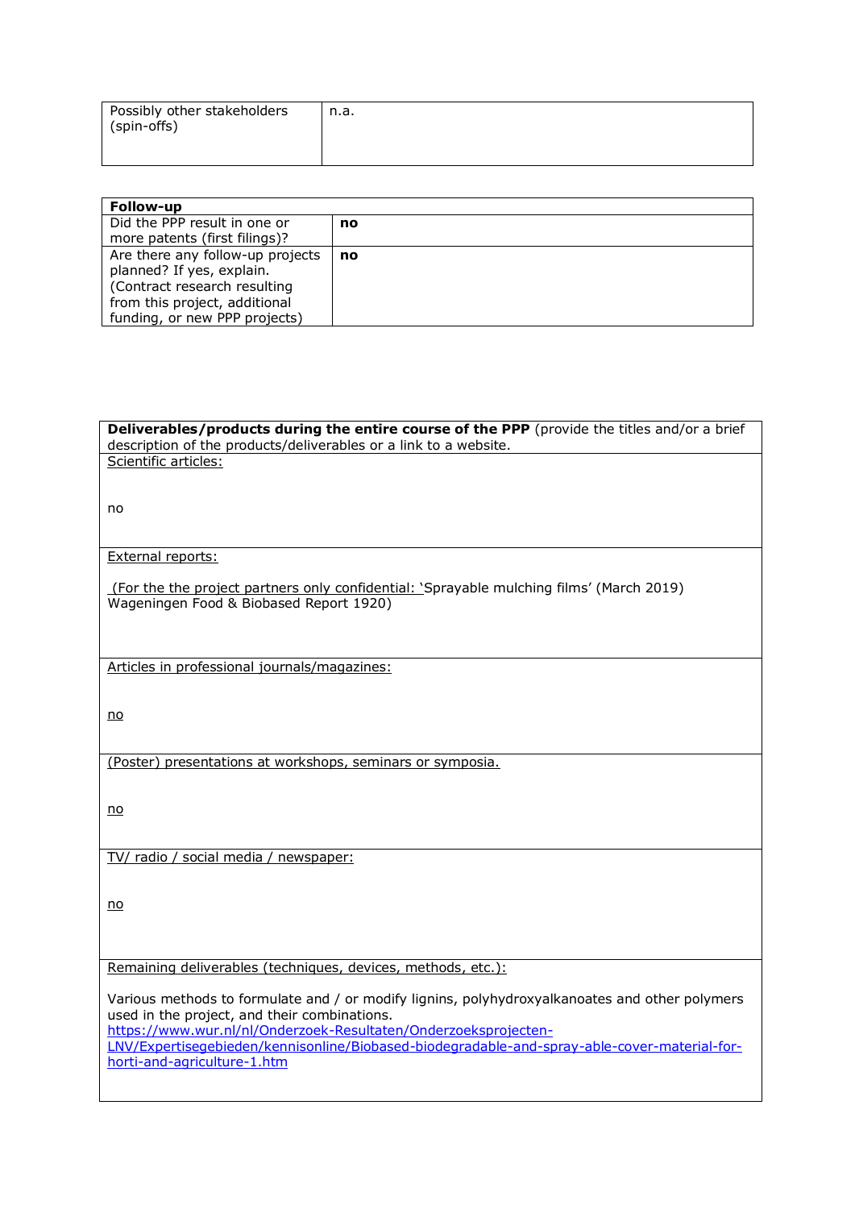| | |
|---|---|
| Possibly other stakeholders (spin-offs) | n.a. |

| **Follow-up** | |
|---|---|
| Did the PPP result in one or more patents (first filings)? | **no** |
| Are there any follow-up projects planned? If yes, explain. (Contract research resulting from this project, additional funding, or new PPP projects) | **no** |

| **Deliverables/products during the entire course of the PPP** (provide the titles and/or a brief description of the products/deliverables or a link to a website. |
|---|
| Scientific articles:<br><br>no |
| External reports:<br><br>(For the the project partners only confidential: 'Sprayable mulching films' (March 2019) Wageningen Food & Biobased Report 1920) |
| Articles in professional journals/magazines:<br><br>no |
| (Poster) presentations at workshops, seminars or symposia.<br><br>no |
| TV/ radio / social media / newspaper:<br><br>no |
| Remaining deliverables (techniques, devices, methods, etc.):<br><br>Various methods to formulate and / or modify lignins, polyhydroxyalkanoates and other polymers used in the project, and their combinations.<br>https://www.wur.nl/nl/Onderzoek-Resultaten/Onderzoeksprojecten-LNV/Expertisegebieden/kennisonline/Biobased-biodegradable-and-spray-able-cover-material-for-horti-and-agriculture-1.htm |